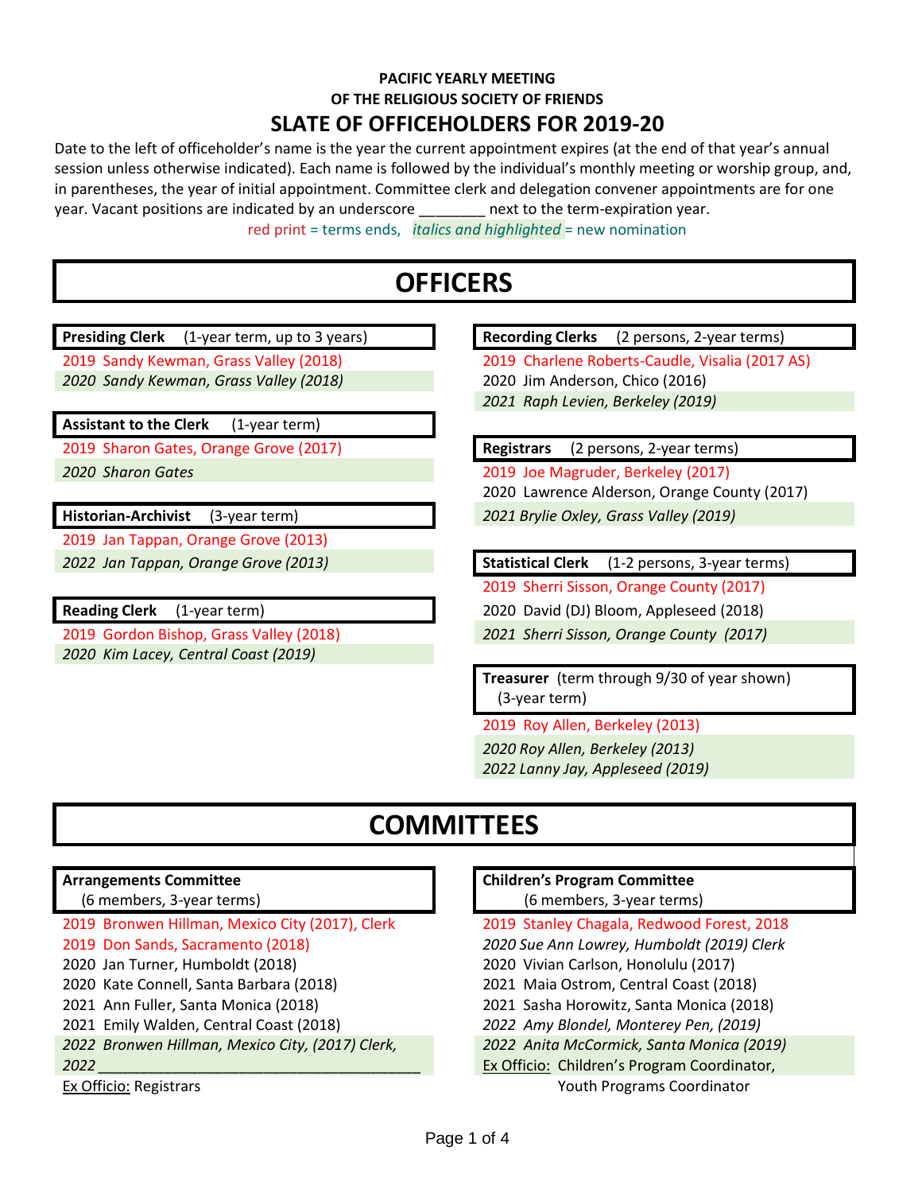**PACIFIC YEARLY MEETING**
**OF THE RELIGIOUS SOCIETY OF FRIENDS**

# SLATE OF OFFICEHOLDERS FOR 2019-20

Date to the left of officeholder's name is the year the current appointment expires (at the end of that year's annual session unless otherwise indicated). Each name is followed by the individual's monthly meeting or worship group, and, in parentheses, the year of initial appointment. Committee clerk and delegation convener appointments are for one year. Vacant positions are indicated by an underscore ________ next to the term-expiration year.

red print = terms ends, *italics and highlighted* = new nomination

## OFFICERS

**Presiding Clerk** (1-year term, up to 3 years)

2019 Sandy Kewman, Grass Valley (2018)
*2020 Sandy Kewman, Grass Valley (2018)*

**Assistant to the Clerk** (1-year term)

2019 Sharon Gates, Orange Grove (2017)
*2020 Sharon Gates*

**Historian-Archivist** (3-year term)

2019 Jan Tappan, Orange Grove (2013)
*2022 Jan Tappan, Orange Grove (2013)*

**Reading Clerk** (1-year term)

2019 Gordon Bishop, Grass Valley (2018)
*2020 Kim Lacey, Central Coast (2019)*

**Recording Clerks** (2 persons, 2-year terms)

2019 Charlene Roberts-Caudle, Visalia (2017 AS)
2020 Jim Anderson, Chico (2016)
*2021 Raph Levien, Berkeley (2019)*

**Registrars** (2 persons, 2-year terms)

2019 Joe Magruder, Berkeley (2017)
2020 Lawrence Alderson, Orange County (2017)
*2021 Brylie Oxley, Grass Valley (2019)*

**Statistical Clerk** (1-2 persons, 3-year terms)

2019 Sherri Sisson, Orange County (2017)
2020 David (DJ) Bloom, Appleseed (2018)
*2021 Sherri Sisson, Orange County (2017)*

**Treasurer** (term through 9/30 of year shown) (3-year term)

2019 Roy Allen, Berkeley (2013)
*2020 Roy Allen, Berkeley (2013)*
*2022 Lanny Jay, Appleseed (2019)*

## COMMITTEES

**Arrangements Committee**
(6 members, 3-year terms)

2019 Bronwen Hillman, Mexico City (2017), Clerk
2019 Don Sands, Sacramento (2018)
2020 Jan Turner, Humboldt (2018)
2020 Kate Connell, Santa Barbara (2018)
2021 Ann Fuller, Santa Monica (2018)
2021 Emily Walden, Central Coast (2018)
*2022 Bronwen Hillman, Mexico City, (2017) Clerk,*
*2022 ________________________________________*
Ex Officio: Registrars

**Children's Program Committee**
(6 members, 3-year terms)

2019 Stanley Chagala, Redwood Forest, 2018
*2020 Sue Ann Lowrey, Humboldt (2019) Clerk*
2020 Vivian Carlson, Honolulu (2017)
2021 Maia Ostrom, Central Coast (2018)
2021 Sasha Horowitz, Santa Monica (2018)
*2022 Amy Blondel, Monterey Pen, (2019)*
*2022 Anita McCormick, Santa Monica (2019)*
Ex Officio: Children's Program Coordinator, Youth Programs Coordinator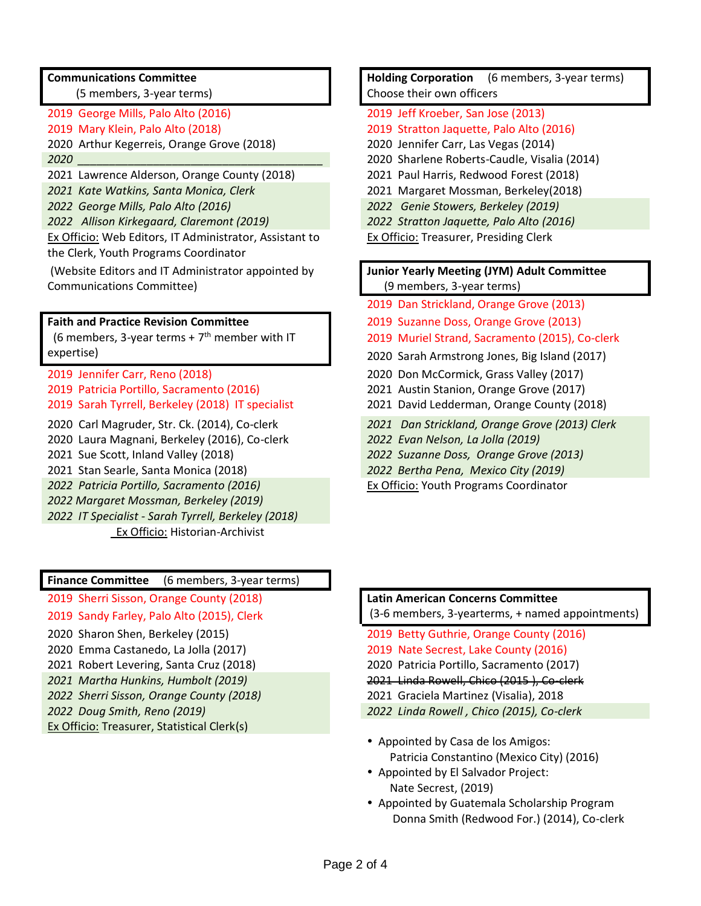**Communications Committee**
(5 members, 3-year terms)

2019 George Mills, Palo Alto (2016)
2019 Mary Klein, Palo Alto (2018)
2020 Arthur Kegerreis, Orange Grove (2018)
*2020 ______________________________________*
2021 Lawrence Alderson, Orange County (2018)
*2021 Kate Watkins, Santa Monica, Clerk*
*2022 George Mills, Palo Alto (2016)*
*2022 Allison Kirkegaard, Claremont (2019)*
Ex Officio: Web Editors, IT Administrator, Assistant to the Clerk, Youth Programs Coordinator
(Website Editors and IT Administrator appointed by Communications Committee)

**Faith and Practice Revision Committee**
(6 members, 3-year terms + 7th member with IT expertise)

2019 Jennifer Carr, Reno (2018)
2019 Patricia Portillo, Sacramento (2016)
2019 Sarah Tyrrell, Berkeley (2018) IT specialist
2020 Carl Magruder, Str. Ck. (2014), Co-clerk
2020 Laura Magnani, Berkeley (2016), Co-clerk
2021 Sue Scott, Inland Valley (2018)
2021 Stan Searle, Santa Monica (2018)
*2022 Patricia Portillo, Sacramento (2016)*
*2022 Margaret Mossman, Berkeley (2019)*
*2022 IT Specialist - Sarah Tyrrell, Berkeley (2018)*
Ex Officio: Historian-Archivist

**Finance Committee** (6 members, 3-year terms)

2019 Sherri Sisson, Orange County (2018)
2019 Sandy Farley, Palo Alto (2015), Clerk
2020 Sharon Shen, Berkeley (2015)
2020 Emma Castanedo, La Jolla (2017)
2021 Robert Levering, Santa Cruz (2018)
*2021 Martha Hunkins, Humbolt (2019)*
*2022 Sherri Sisson, Orange County (2018)*
*2022 Doug Smith, Reno (2019)*
Ex Officio: Treasurer, Statistical Clerk(s)

**Holding Corporation** (6 members, 3-year terms)
Choose their own officers

2019 Jeff Kroeber, San Jose (2013)
2019 Stratton Jaquette, Palo Alto (2016)
2020 Jennifer Carr, Las Vegas (2014)
2020 Sharlene Roberts-Caudle, Visalia (2014)
2021 Paul Harris, Redwood Forest (2018)
2021 Margaret Mossman, Berkeley(2018)
*2022 Genie Stowers, Berkeley (2019)*
*2022 Stratton Jaquette, Palo Alto (2016)*
Ex Officio: Treasurer, Presiding Clerk

**Junior Yearly Meeting (JYM) Adult Committee**
(9 members, 3-year terms)

2019 Dan Strickland, Orange Grove (2013)
2019 Suzanne Doss, Orange Grove (2013)
2019 Muriel Strand, Sacramento (2015), Co-clerk
2020 Sarah Armstrong Jones, Big Island (2017)
2020 Don McCormick, Grass Valley (2017)
2021 Austin Stanion, Orange Grove (2017)
2021 David Ledderman, Orange County (2018)
*2021 Dan Strickland, Orange Grove (2013) Clerk*
*2022 Evan Nelson, La Jolla (2019)*
*2022 Suzanne Doss, Orange Grove (2013)*
*2022 Bertha Pena, Mexico City (2019)*
Ex Officio: Youth Programs Coordinator

**Latin American Concerns Committee**
(3-6 members, 3-yearterms, + named appointments)

2019 Betty Guthrie, Orange County (2016)
2019 Nate Secrest, Lake County (2016)
2020 Patricia Portillo, Sacramento (2017)
~~2021 Linda Rowell, Chico (2015 ), Co-clerk~~
2021 Graciela Martinez (Visalia), 2018
*2022 Linda Rowell , Chico (2015), Co-clerk*

- Appointed by Casa de los Amigos:
  Patricia Constantino (Mexico City) (2016)
- Appointed by El Salvador Project:
  Nate Secrest, (2019)
- Appointed by Guatemala Scholarship Program
  Donna Smith (Redwood For.) (2014), Co-clerk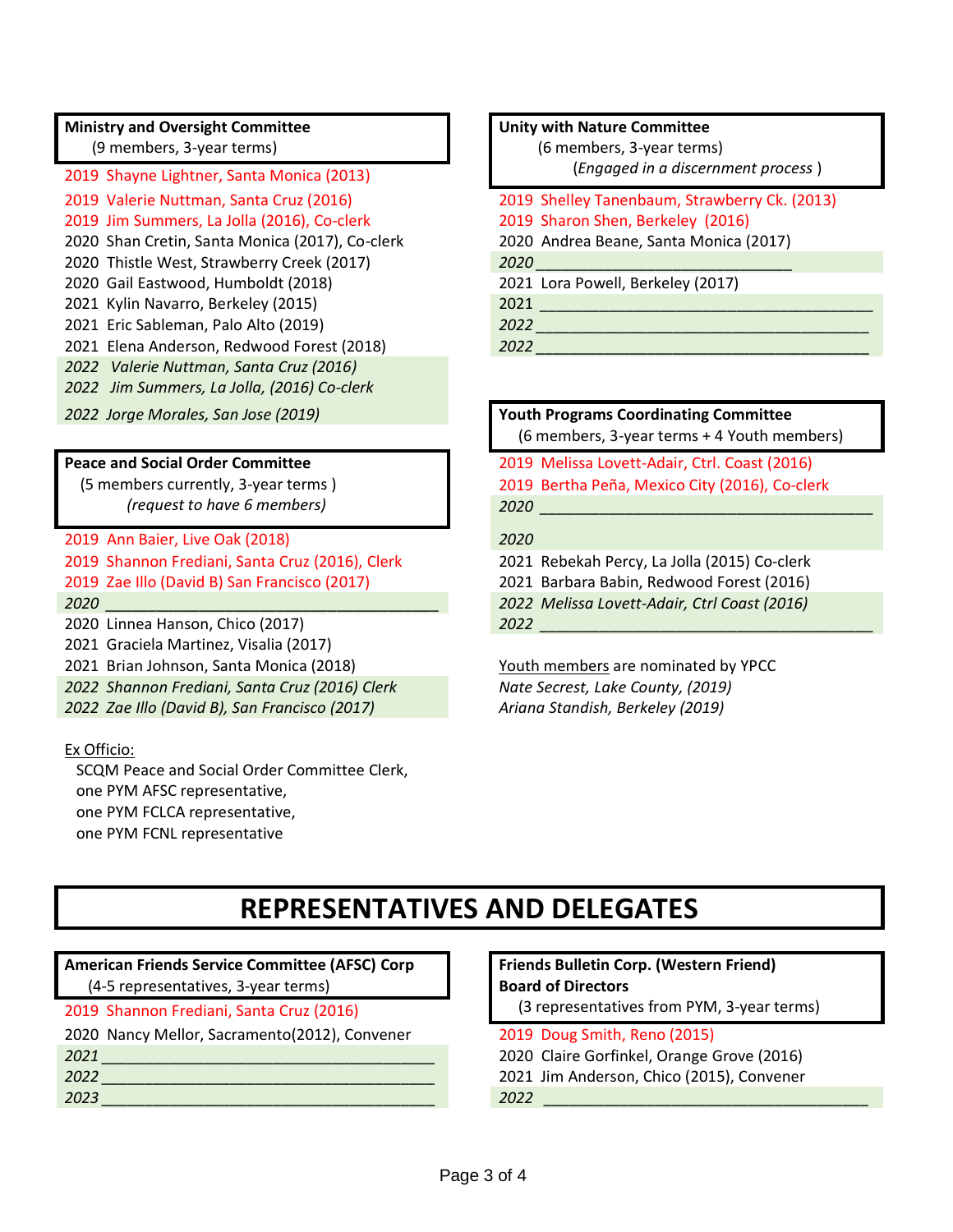**Ministry and Oversight Committee**
(9 members, 3-year terms)

2019 Shayne Lightner, Santa Monica (2013)
2019 Valerie Nuttman, Santa Cruz (2016)
2019 Jim Summers, La Jolla (2016), Co-clerk
2020 Shan Cretin, Santa Monica (2017), Co-clerk
2020 Thistle West, Strawberry Creek (2017)
2020 Gail Eastwood, Humboldt (2018)
2021 Kylin Navarro, Berkeley (2015)
2021 Eric Sableman, Palo Alto (2019)
2021 Elena Anderson, Redwood Forest (2018)
*2022 Valerie Nuttman, Santa Cruz (2016)*
*2022 Jim Summers, La Jolla, (2016) Co-clerk*
*2022 Jorge Morales, San Jose (2019)*

**Peace and Social Order Committee**
(5 members currently, 3-year terms )
*(request to have 6 members)*

2019 Ann Baier, Live Oak (2018)
2019 Shannon Frediani, Santa Cruz (2016), Clerk
2019 Zae Illo (David B) San Francisco (2017)
*2020* ______________________________________
2020 Linnea Hanson, Chico (2017)
2021 Graciela Martinez, Visalia (2017)
2021 Brian Johnson, Santa Monica (2018)
*2022 Shannon Frediani, Santa Cruz (2016) Clerk*
*2022 Zae Illo (David B), San Francisco (2017)*

Ex Officio:
SCQM Peace and Social Order Committee Clerk,
one PYM AFSC representative,
one PYM FCLCA representative,
one PYM FCNL representative

**Unity with Nature Committee**
(6 members, 3-year terms)
(*Engaged in a discernment process* )

2019 Shelley Tanenbaum, Strawberry Ck. (2013)
2019 Sharon Shen, Berkeley (2016)
2020 Andrea Beane, Santa Monica (2017)
*2020* ____________________________
2021 Lora Powell, Berkeley (2017)
2021 ______________________________________
*2022* ______________________________________
*2022* ______________________________________

**Youth Programs Coordinating Committee**
(6 members, 3-year terms + 4 Youth members)

2019 Melissa Lovett-Adair, Ctrl. Coast (2016)
2019 Bertha Peña, Mexico City (2016), Co-clerk
*2020* ______________________________________
*2020*
2021 Rebekah Percy, La Jolla (2015) Co-clerk
2021 Barbara Babin, Redwood Forest (2016)
*2022 Melissa Lovett-Adair, Ctrl Coast (2016)*
*2022* ______________________________________

Youth members are nominated by YPCC
*Nate Secrest, Lake County, (2019)*
*Ariana Standish, Berkeley (2019)*

# REPRESENTATIVES AND DELEGATES

**American Friends Service Committee (AFSC) Corp**
(4-5 representatives, 3-year terms)

2019 Shannon Frediani, Santa Cruz (2016)
2020 Nancy Mellor, Sacramento(2012), Convener
*2021* ______________________________________
*2022* ______________________________________
*2023* ______________________________________

**Friends Bulletin Corp. (Western Friend)**
**Board of Directors**
(3 representatives from PYM, 3-year terms)

2019 Doug Smith, Reno (2015)
2020 Claire Gorfinkel, Orange Grove (2016)
2021 Jim Anderson, Chico (2015), Convener
*2022* ______________________________________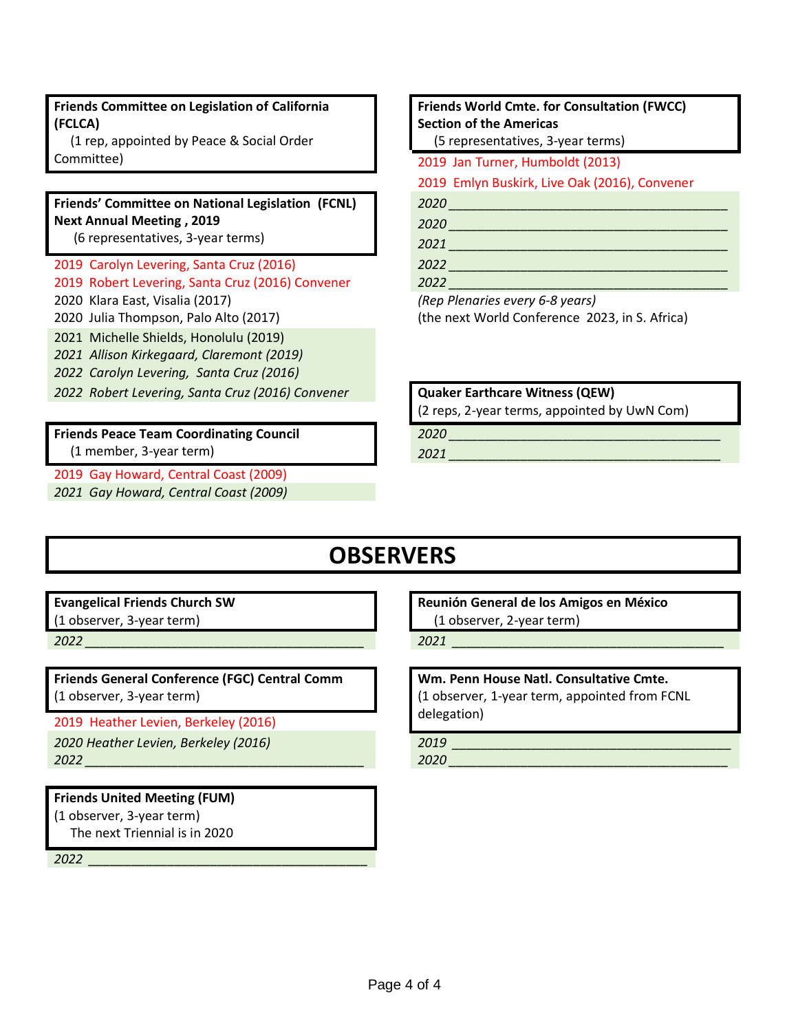**Friends Committee on Legislation of California (FCLCA)**
(1 rep, appointed by Peace & Social Order Committee)

**Friends' Committee on National Legislation (FCNL) Next Annual Meeting , 2019**
(6 representatives, 3-year terms)

2019 Carolyn Levering, Santa Cruz (2016)
2019 Robert Levering, Santa Cruz (2016) Convener
2020 Klara East, Visalia (2017)
2020 Julia Thompson, Palo Alto (2017)
2021 Michelle Shields, Honolulu (2019)
*2021 Allison Kirkegaard, Claremont (2019)*
*2022 Carolyn Levering, Santa Cruz (2016)*
*2022 Robert Levering, Santa Cruz (2016) Convener*

**Friends Peace Team Coordinating Council**
(1 member, 3-year term)

2019 Gay Howard, Central Coast (2009)
*2021 Gay Howard, Central Coast (2009)*

**Friends World Cmte. for Consultation (FWCC) Section of the Americas**
(5 representatives, 3-year terms)

2019 Jan Turner, Humboldt (2013)
2019 Emlyn Buskirk, Live Oak (2016), Convener
*2020* ______________________________________
*2020* ______________________________________
*2021* ______________________________________
*2022* ______________________________________
*2022* ______________________________________
*(Rep Plenaries every 6-8 years)*
(the next World Conference 2023, in S. Africa)

**Quaker Earthcare Witness (QEW)**
(2 reps, 2-year terms, appointed by UwN Com)

*2020* ______________________________________
*2021* ______________________________________

# OBSERVERS

**Evangelical Friends Church SW**
(1 observer, 3-year term)

*2022* ______________________________________

**Friends General Conference (FGC) Central Comm**
(1 observer, 3-year term)

2019 Heather Levien, Berkeley (2016)
*2020 Heather Levien, Berkeley (2016)*
*2022* ______________________________________

**Friends United Meeting (FUM)**
(1 observer, 3-year term)
The next Triennial is in 2020

*2022* ______________________________________

**Reunión General de los Amigos en México**
(1 observer, 2-year term)

*2021* ______________________________________

**Wm. Penn House Natl. Consultative Cmte.**
(1 observer, 1-year term, appointed from FCNL delegation)

*2019* ______________________________________
*2020* ______________________________________